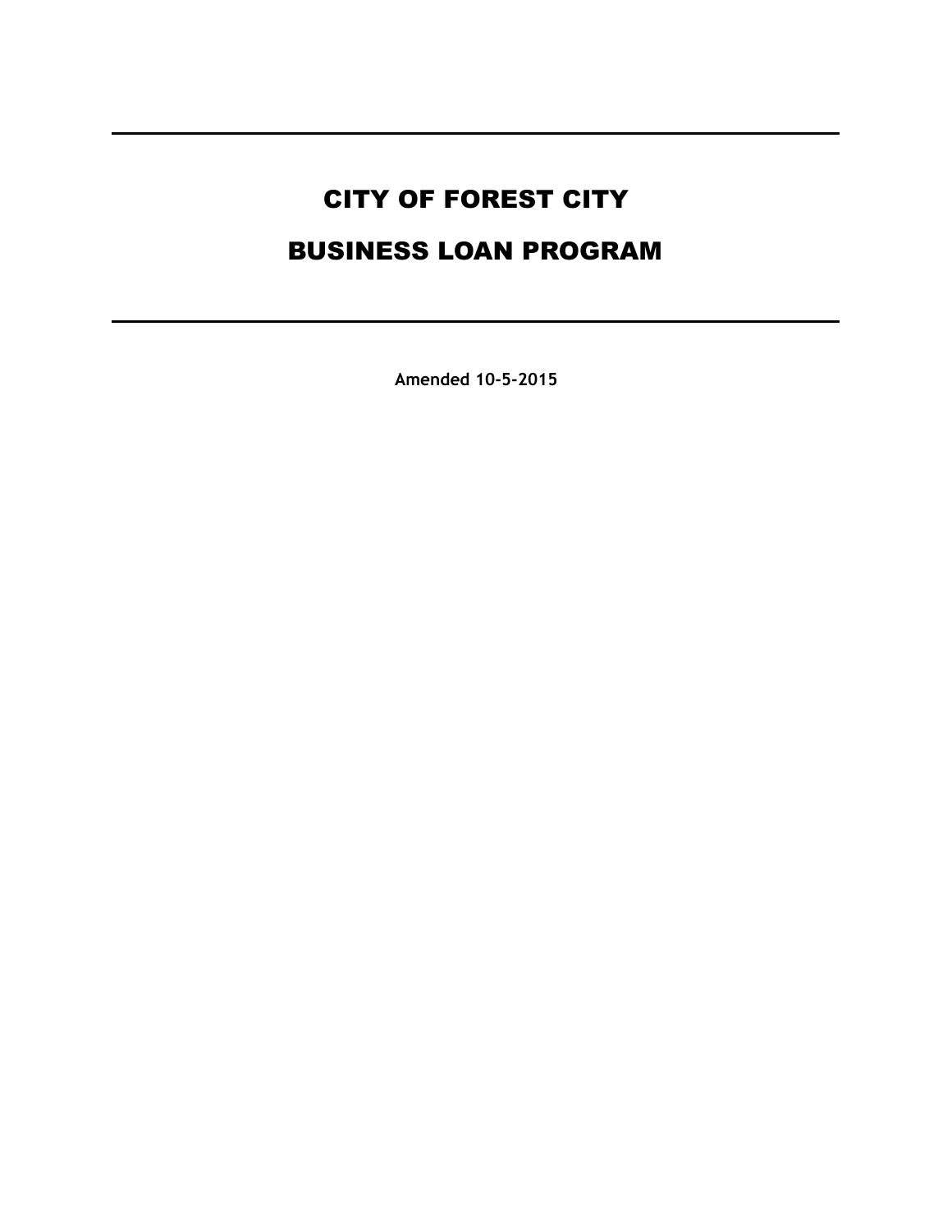---

# CITY OF FOREST CITY

# BUSINESS LOAN PROGRAM

---

**Amended 10-5-2015**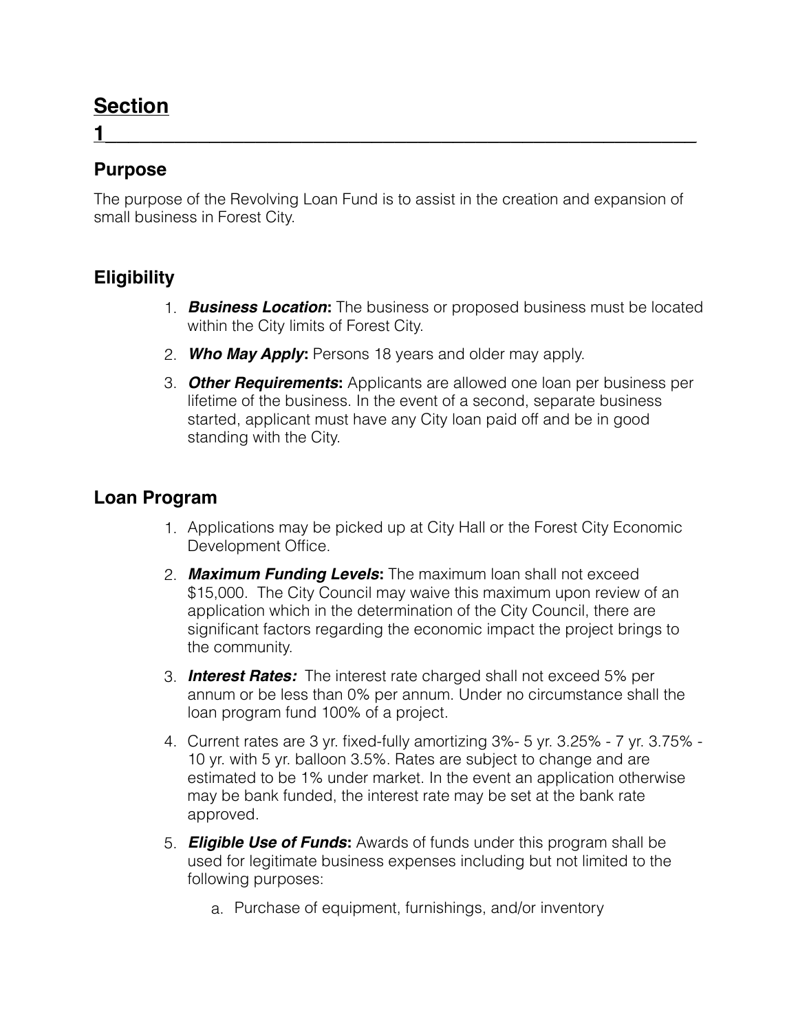## Section 1

### Purpose

The purpose of the Revolving Loan Fund is to assist in the creation and expansion of small business in Forest City.

### Eligibility

1. ***Business Location*:** The business or proposed business must be located within the City limits of Forest City.
2. ***Who May Apply*:** Persons 18 years and older may apply.
3. ***Other Requirements*:** Applicants are allowed one loan per business per lifetime of the business. In the event of a second, separate business started, applicant must have any City loan paid off and be in good standing with the City.

### Loan Program

1. Applications may be picked up at City Hall or the Forest City Economic Development Office.
2. ***Maximum Funding Levels*:** The maximum loan shall not exceed $15,000. The City Council may waive this maximum upon review of an application which in the determination of the City Council, there are significant factors regarding the economic impact the project brings to the community.
3. ***Interest Rates:*** The interest rate charged shall not exceed 5% per annum or be less than 0% per annum. Under no circumstance shall the loan program fund 100% of a project.
4. Current rates are 3 yr. fixed-fully amortizing 3%- 5 yr. 3.25% - 7 yr. 3.75% - 10 yr. with 5 yr. balloon 3.5%. Rates are subject to change and are estimated to be 1% under market. In the event an application otherwise may be bank funded, the interest rate may be set at the bank rate approved.
5. ***Eligible Use of Funds*:** Awards of funds under this program shall be used for legitimate business expenses including but not limited to the following purposes:
   a. Purchase of equipment, furnishings, and/or inventory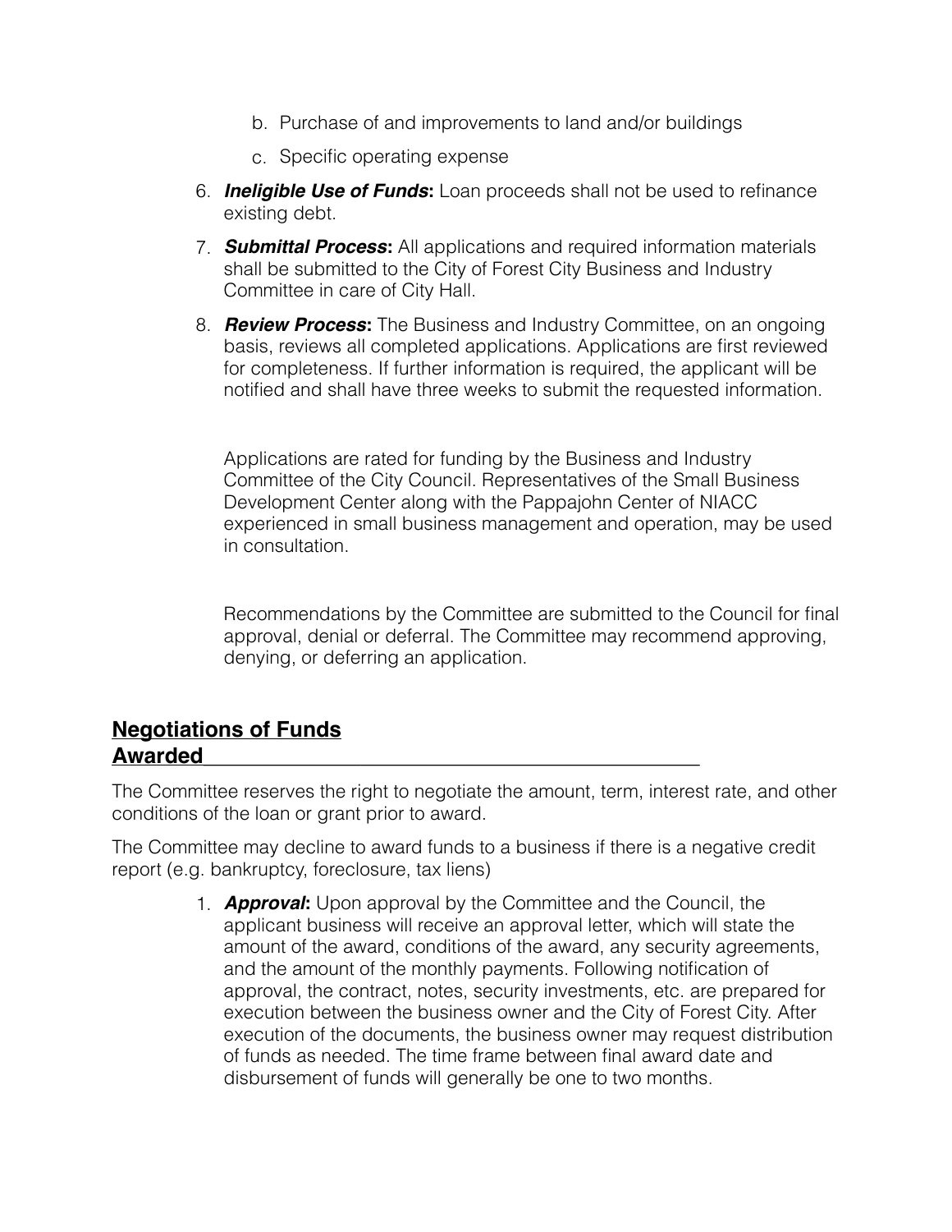b. Purchase of and improvements to land and/or buildings

   c. Specific operating expense

6. ***Ineligible Use of Funds*:** Loan proceeds shall not be used to refinance existing debt.

7. ***Submittal Process*:** All applications and required information materials shall be submitted to the City of Forest City Business and Industry Committee in care of City Hall.

8. ***Review Process*:** The Business and Industry Committee, on an ongoing basis, reviews all completed applications. Applications are first reviewed for completeness. If further information is required, the applicant will be notified and shall have three weeks to submit the requested information.

   Applications are rated for funding by the Business and Industry Committee of the City Council. Representatives of the Small Business Development Center along with the Pappajohn Center of NIACC experienced in small business management and operation, may be used in consultation.

   Recommendations by the Committee are submitted to the Council for final approval, denial or deferral. The Committee may recommend approving, denying, or deferring an application.

## Negotiations of Funds Awarded

The Committee reserves the right to negotiate the amount, term, interest rate, and other conditions of the loan or grant prior to award.

The Committee may decline to award funds to a business if there is a negative credit report (e.g. bankruptcy, foreclosure, tax liens)

1. ***Approval*:** Upon approval by the Committee and the Council, the applicant business will receive an approval letter, which will state the amount of the award, conditions of the award, any security agreements, and the amount of the monthly payments. Following notification of approval, the contract, notes, security investments, etc. are prepared for execution between the business owner and the City of Forest City. After execution of the documents, the business owner may request distribution of funds as needed. The time frame between final award date and disbursement of funds will generally be one to two months.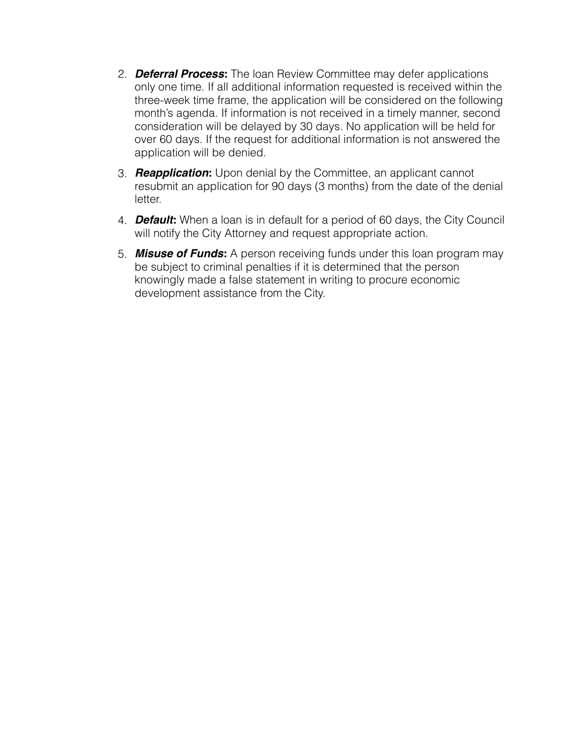2. ***Deferral Process*:** The loan Review Committee may defer applications only one time. If all additional information requested is received within the three-week time frame, the application will be considered on the following month's agenda. If information is not received in a timely manner, second consideration will be delayed by 30 days. No application will be held for over 60 days. If the request for additional information is not answered the application will be denied.
3. ***Reapplication*:** Upon denial by the Committee, an applicant cannot resubmit an application for 90 days (3 months) from the date of the denial letter.
4. ***Default*:** When a loan is in default for a period of 60 days, the City Council will notify the City Attorney and request appropriate action.
5. ***Misuse of Funds*:** A person receiving funds under this loan program may be subject to criminal penalties if it is determined that the person knowingly made a false statement in writing to procure economic development assistance from the City.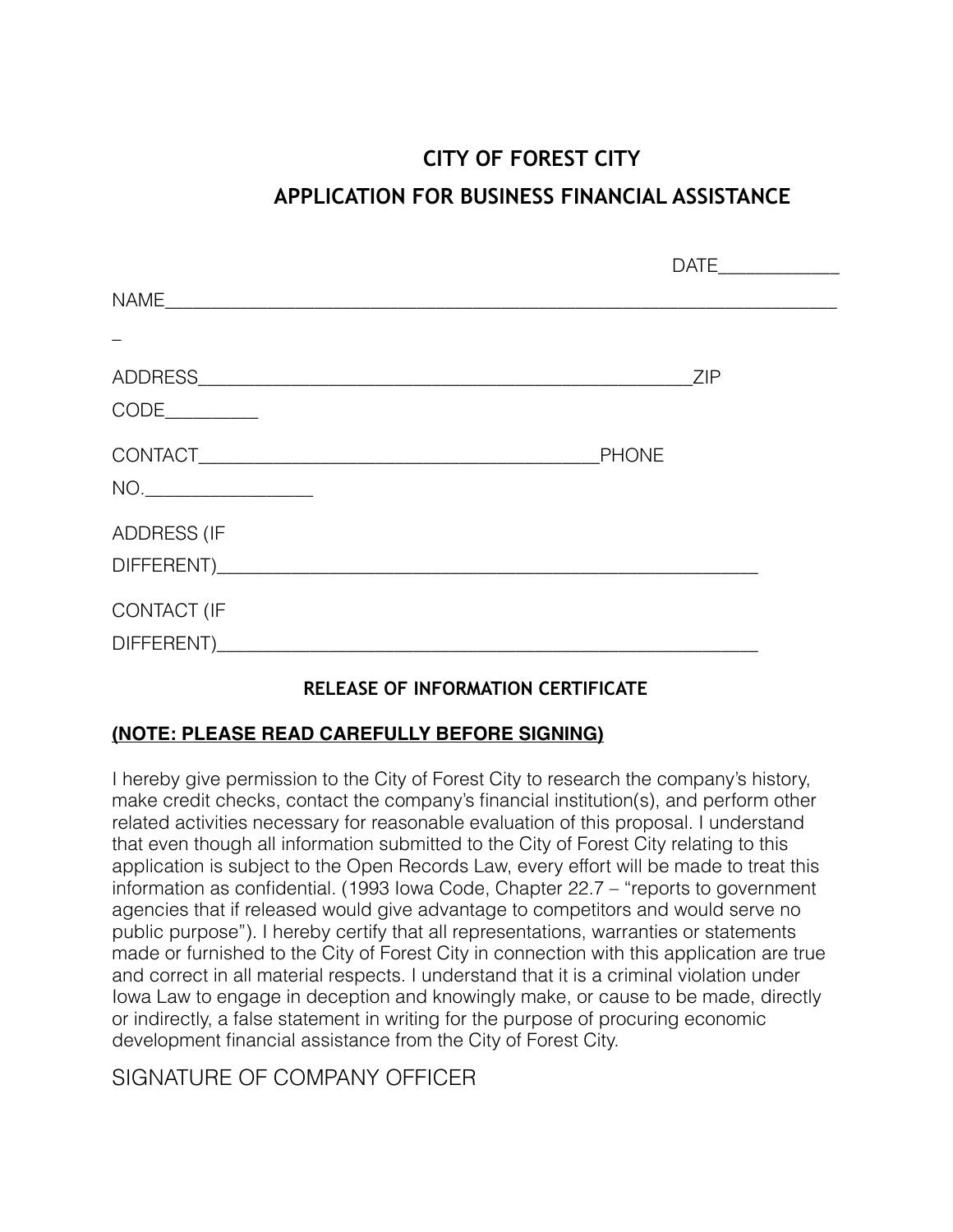# CITY OF FOREST CITY

## APPLICATION FOR BUSINESS FINANCIAL ASSISTANCE

DATE____________

NAME______________________________________________________________________

_

ADDRESS___________________________________________________ZIP CODE_________

CONTACT________________________________________PHONE NO.________________

ADDRESS (IF DIFFERENT)_______________________________________________________

CONTACT (IF DIFFERENT)_______________________________________________________

### RELEASE OF INFORMATION CERTIFICATE

**(NOTE: PLEASE READ CAREFULLY BEFORE SIGNING)**

I hereby give permission to the City of Forest City to research the company's history, make credit checks, contact the company's financial institution(s), and perform other related activities necessary for reasonable evaluation of this proposal. I understand that even though all information submitted to the City of Forest City relating to this application is subject to the Open Records Law, every effort will be made to treat this information as confidential. (1993 Iowa Code, Chapter 22.7 – "reports to government agencies that if released would give advantage to competitors and would serve no public purpose"). I hereby certify that all representations, warranties or statements made or furnished to the City of Forest City in connection with this application are true and correct in all material respects. I understand that it is a criminal violation under Iowa Law to engage in deception and knowingly make, or cause to be made, directly or indirectly, a false statement in writing for the purpose of procuring economic development financial assistance from the City of Forest City.

SIGNATURE OF COMPANY OFFICER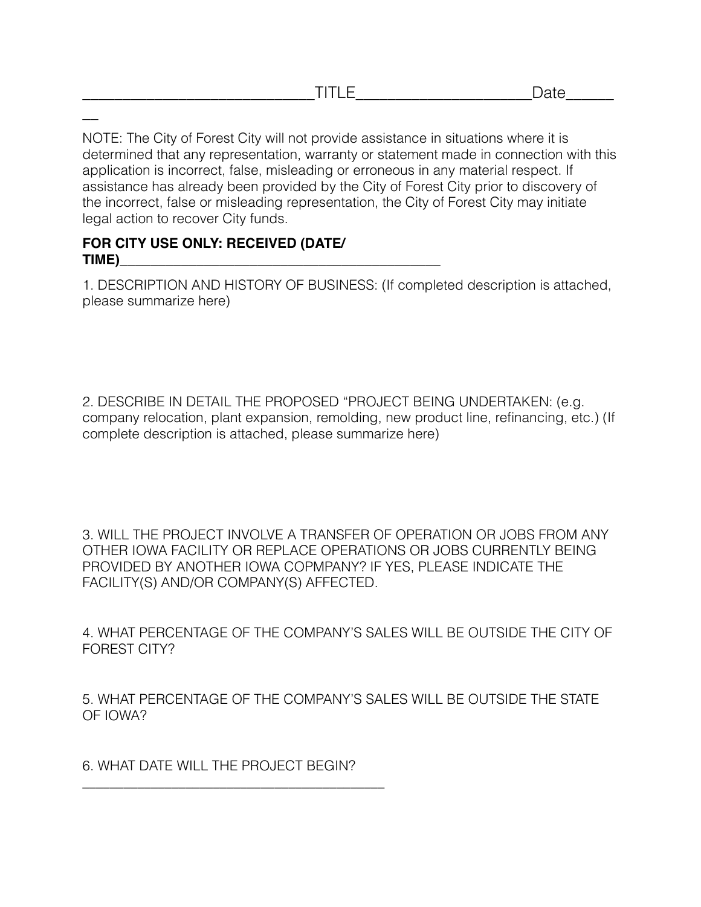___________________________TITLE____________________Date________

NOTE: The City of Forest City will not provide assistance in situations where it is determined that any representation, warranty or statement made in connection with this application is incorrect, false, misleading or erroneous in any material respect. If assistance has already been provided by the City of Forest City prior to discovery of the incorrect, false or misleading representation, the City of Forest City may initiate legal action to recover City funds.

**FOR CITY USE ONLY: RECEIVED (DATE/ TIME)**__________________________________________

1. DESCRIPTION AND HISTORY OF BUSINESS: (If completed description is attached, please summarize here)

2. DESCRIBE IN DETAIL THE PROPOSED "PROJECT BEING UNDERTAKEN: (e.g. company relocation, plant expansion, remolding, new product line, refinancing, etc.) (If complete description is attached, please summarize here)

3. WILL THE PROJECT INVOLVE A TRANSFER OF OPERATION OR JOBS FROM ANY OTHER IOWA FACILITY OR REPLACE OPERATIONS OR JOBS CURRENTLY BEING PROVIDED BY ANOTHER IOWA COPMPANY? IF YES, PLEASE INDICATE THE FACILITY(S) AND/OR COMPANY(S) AFFECTED.

4. WHAT PERCENTAGE OF THE COMPANY'S SALES WILL BE OUTSIDE THE CITY OF FOREST CITY?

5. WHAT PERCENTAGE OF THE COMPANY'S SALES WILL BE OUTSIDE THE STATE OF IOWA?

6. WHAT DATE WILL THE PROJECT BEGIN? ________________________________________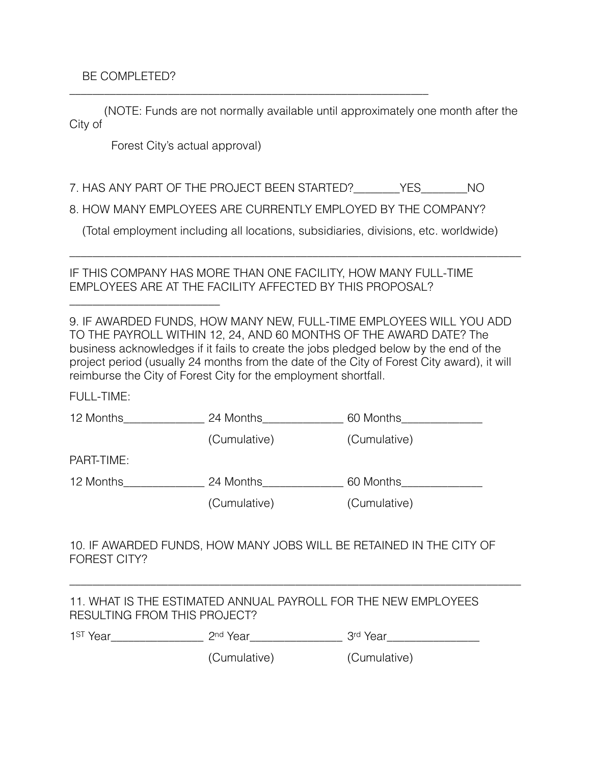BE COMPLETED?

_______________________________________________________________

(NOTE: Funds are not normally available until approximately one month after the City of Forest City's actual approval)

7. HAS ANY PART OF THE PROJECT BEEN STARTED?________YES________NO

8. HOW MANY EMPLOYEES ARE CURRENTLY EMPLOYED BY THE COMPANY?

(Total employment including all locations, subsidiaries, divisions, etc. worldwide)

_______________________________________________________________

IF THIS COMPANY HAS MORE THAN ONE FACILITY, HOW MANY FULL-TIME EMPLOYEES ARE AT THE FACILITY AFFECTED BY THIS PROPOSAL?

_______________________

9. IF AWARDED FUNDS, HOW MANY NEW, FULL-TIME EMPLOYEES WILL YOU ADD TO THE PAYROLL WITHIN 12, 24, AND 60 MONTHS OF THE AWARD DATE? The business acknowledges if it fails to create the jobs pledged below by the end of the project period (usually 24 months from the date of the City of Forest City award), it will reimburse the City of Forest City for the employment shortfall.

FULL-TIME:

12 Months_____________ 24 Months_____________ 60 Months_____________

(Cumulative) (Cumulative)

PART-TIME:

12 Months_____________ 24 Months_____________ 60 Months_____________

(Cumulative) (Cumulative)

10. IF AWARDED FUNDS, HOW MANY JOBS WILL BE RETAINED IN THE CITY OF FOREST CITY?

_______________________________________________________________

11. WHAT IS THE ESTIMATED ANNUAL PAYROLL FOR THE NEW EMPLOYEES RESULTING FROM THIS PROJECT?

1ST Year_______________ 2nd Year_______________ 3rd Year_______________

(Cumulative) (Cumulative)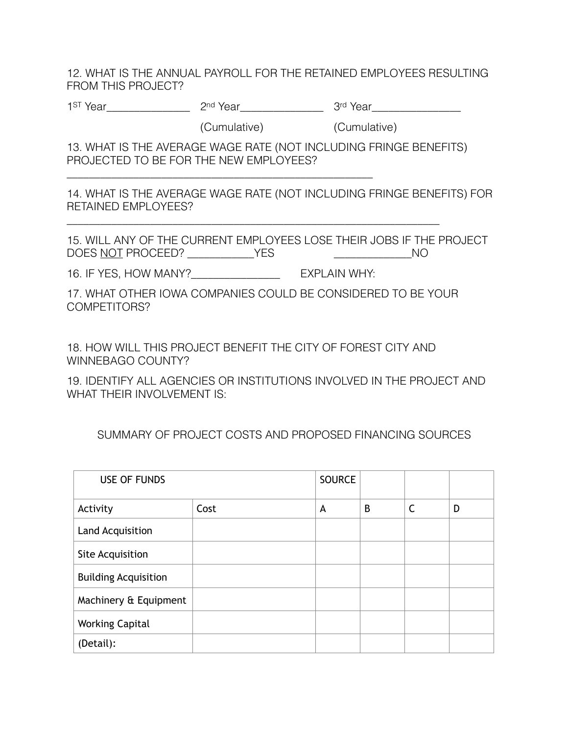12. WHAT IS THE ANNUAL PAYROLL FOR THE RETAINED EMPLOYEES RESULTING FROM THIS PROJECT?

1ST Year______________ 2nd Year______________ 3rd Year_______________

(Cumulative) (Cumulative)

13. WHAT IS THE AVERAGE WAGE RATE (NOT INCLUDING FRINGE BENEFITS) PROJECTED TO BE FOR THE NEW EMPLOYEES?

____________________________________________________

14. WHAT IS THE AVERAGE WAGE RATE (NOT INCLUDING FRINGE BENEFITS) FOR RETAINED EMPLOYEES?

_______________________________________________________________

15. WILL ANY OF THE CURRENT EMPLOYEES LOSE THEIR JOBS IF THE PROJECT DOES NOT PROCEED? ___________YES _____________NO

16. IF YES, HOW MANY?_______________ EXPLAIN WHY:

17. WHAT OTHER IOWA COMPANIES COULD BE CONSIDERED TO BE YOUR COMPETITORS?

18. HOW WILL THIS PROJECT BENEFIT THE CITY OF FOREST CITY AND WINNEBAGO COUNTY?

19. IDENTIFY ALL AGENCIES OR INSTITUTIONS INVOLVED IN THE PROJECT AND WHAT THEIR INVOLVEMENT IS:

SUMMARY OF PROJECT COSTS AND PROPOSED FINANCING SOURCES

| USE OF FUNDS | | SOURCE | | | |
|---|---|---|---|---|---|
| Activity | Cost | A | B | C | D |
| Land Acquisition | | | | | |
| Site Acquisition | | | | | |
| Building Acquisition | | | | | |
| Machinery & Equipment | | | | | |
| Working Capital | | | | | |
| (Detail): | | | | | |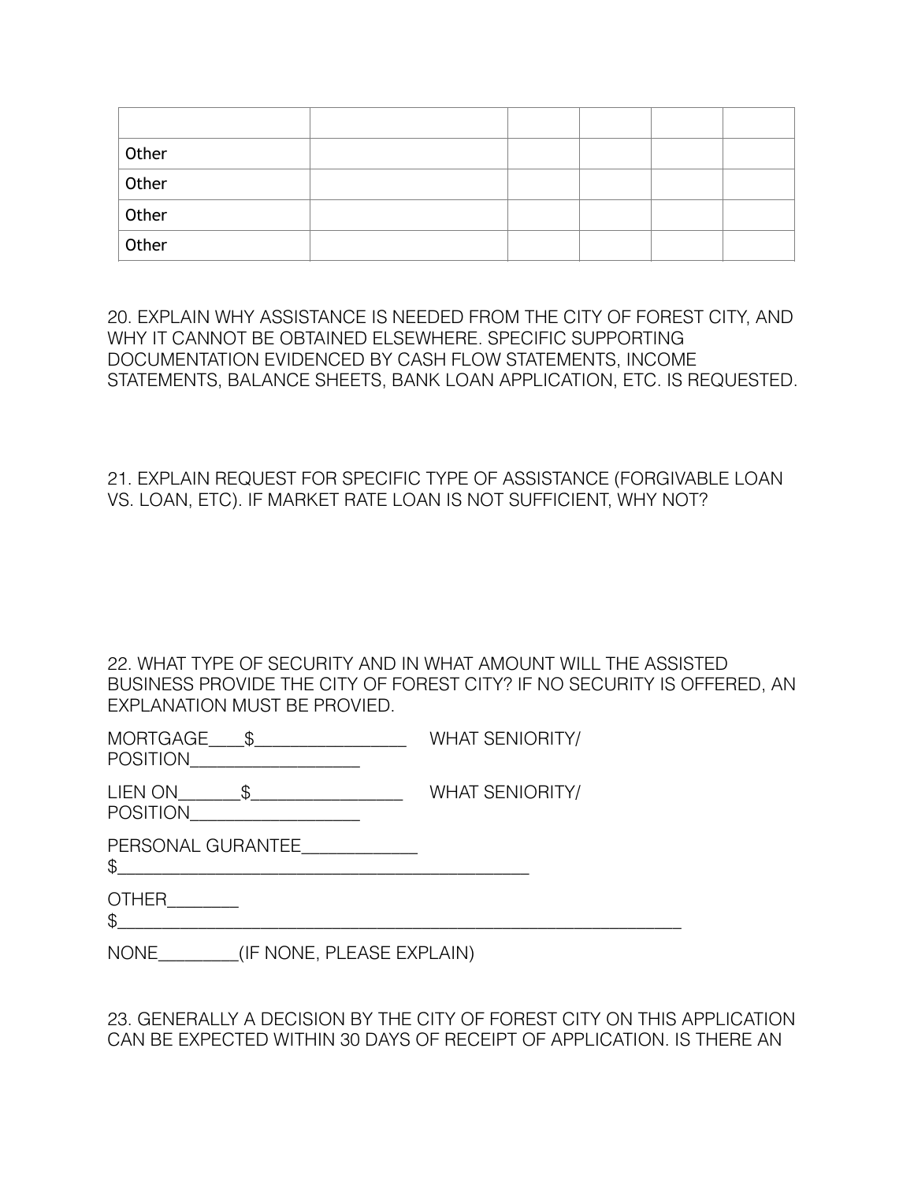| | | | | | |
|---|---|---|---|---|---|
| Other | | | | | |
| Other | | | | | |
| Other | | | | | |
| Other | | | | | |

20. EXPLAIN WHY ASSISTANCE IS NEEDED FROM THE CITY OF FOREST CITY, AND WHY IT CANNOT BE OBTAINED ELSEWHERE. SPECIFIC SUPPORTING DOCUMENTATION EVIDENCED BY CASH FLOW STATEMENTS, INCOME STATEMENTS, BALANCE SHEETS, BANK LOAN APPLICATION, ETC. IS REQUESTED.

21. EXPLAIN REQUEST FOR SPECIFIC TYPE OF ASSISTANCE (FORGIVABLE LOAN VS. LOAN, ETC). IF MARKET RATE LOAN IS NOT SUFFICIENT, WHY NOT?

22. WHAT TYPE OF SECURITY AND IN WHAT AMOUNT WILL THE ASSISTED BUSINESS PROVIDE THE CITY OF FOREST CITY? IF NO SECURITY IS OFFERED, AN EXPLANATION MUST BE PROVIED.

MORTGAGE____$________________ WHAT SENIORITY/ POSITION_________________

LIEN ON______$________________ WHAT SENIORITY/ POSITION_________________

PERSONAL GURANTEE____________ $___________________________________________

OTHER_______ $____________________________________________________________

NONE________(IF NONE, PLEASE EXPLAIN)

23. GENERALLY A DECISION BY THE CITY OF FOREST CITY ON THIS APPLICATION CAN BE EXPECTED WITHIN 30 DAYS OF RECEIPT OF APPLICATION. IS THERE AN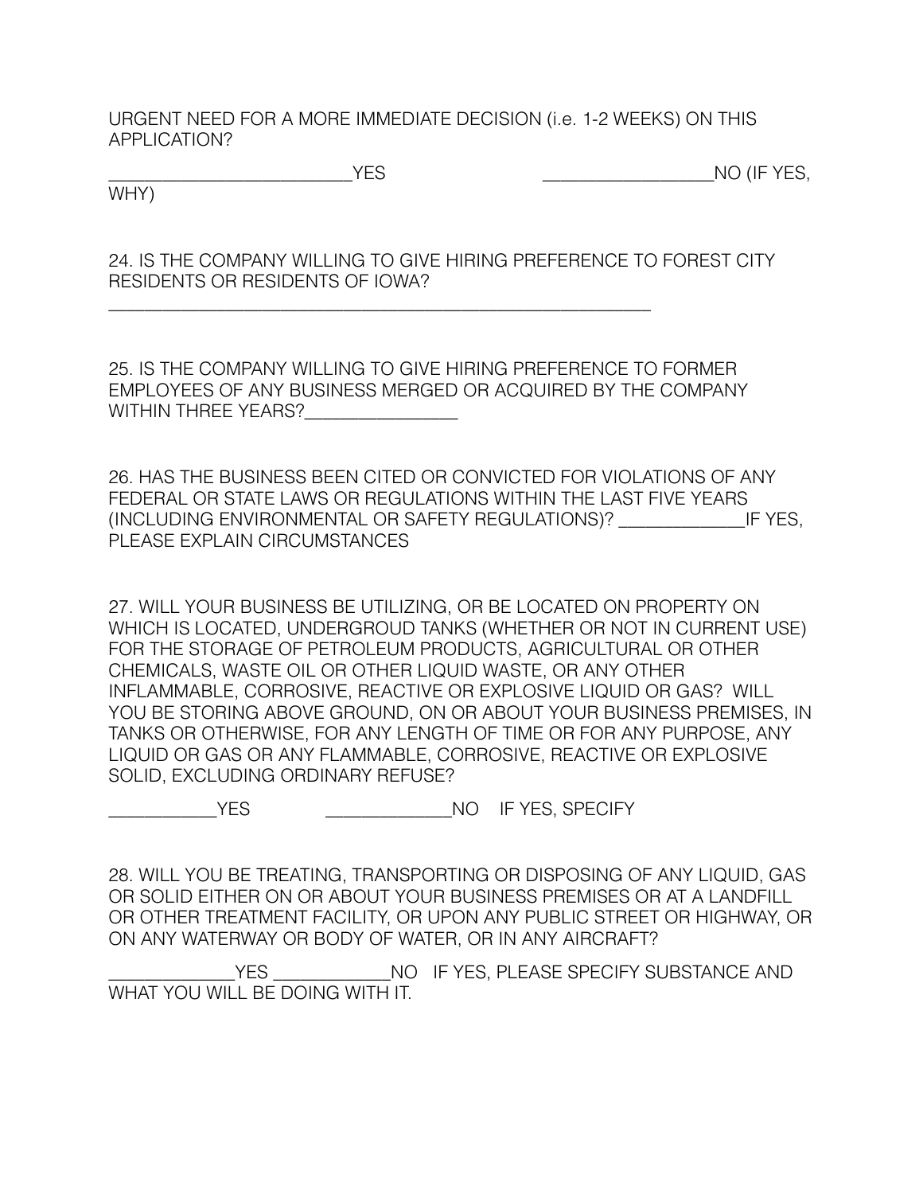URGENT NEED FOR A MORE IMMEDIATE DECISION (i.e. 1-2 WEEKS) ON THIS APPLICATION?

_________________________YES _________________NO (IF YES, WHY)

24. IS THE COMPANY WILLING TO GIVE HIRING PREFERENCE TO FOREST CITY RESIDENTS OR RESIDENTS OF IOWA?

___________________________________________________________

25. IS THE COMPANY WILLING TO GIVE HIRING PREFERENCE TO FORMER EMPLOYEES OF ANY BUSINESS MERGED OR ACQUIRED BY THE COMPANY WITHIN THREE YEARS?________________

26. HAS THE BUSINESS BEEN CITED OR CONVICTED FOR VIOLATIONS OF ANY FEDERAL OR STATE LAWS OR REGULATIONS WITHIN THE LAST FIVE YEARS (INCLUDING ENVIRONMENTAL OR SAFETY REGULATIONS)? _____________IF YES, PLEASE EXPLAIN CIRCUMSTANCES

27. WILL YOUR BUSINESS BE UTILIZING, OR BE LOCATED ON PROPERTY ON WHICH IS LOCATED, UNDERGROUD TANKS (WHETHER OR NOT IN CURRENT USE) FOR THE STORAGE OF PETROLEUM PRODUCTS, AGRICULTURAL OR OTHER CHEMICALS, WASTE OIL OR OTHER LIQUID WASTE, OR ANY OTHER INFLAMMABLE, CORROSIVE, REACTIVE OR EXPLOSIVE LIQUID OR GAS? WILL YOU BE STORING ABOVE GROUND, ON OR ABOUT YOUR BUSINESS PREMISES, IN TANKS OR OTHERWISE, FOR ANY LENGTH OF TIME OR FOR ANY PURPOSE, ANY LIQUID OR GAS OR ANY FLAMMABLE, CORROSIVE, REACTIVE OR EXPLOSIVE SOLID, EXCLUDING ORDINARY REFUSE?

___________YES _____________NO IF YES, SPECIFY

28. WILL YOU BE TREATING, TRANSPORTING OR DISPOSING OF ANY LIQUID, GAS OR SOLID EITHER ON OR ABOUT YOUR BUSINESS PREMISES OR AT A LANDFILL OR OTHER TREATMENT FACILITY, OR UPON ANY PUBLIC STREET OR HIGHWAY, OR ON ANY WATERWAY OR BODY OF WATER, OR IN ANY AIRCRAFT?

_____________YES ____________NO IF YES, PLEASE SPECIFY SUBSTANCE AND WHAT YOU WILL BE DOING WITH IT.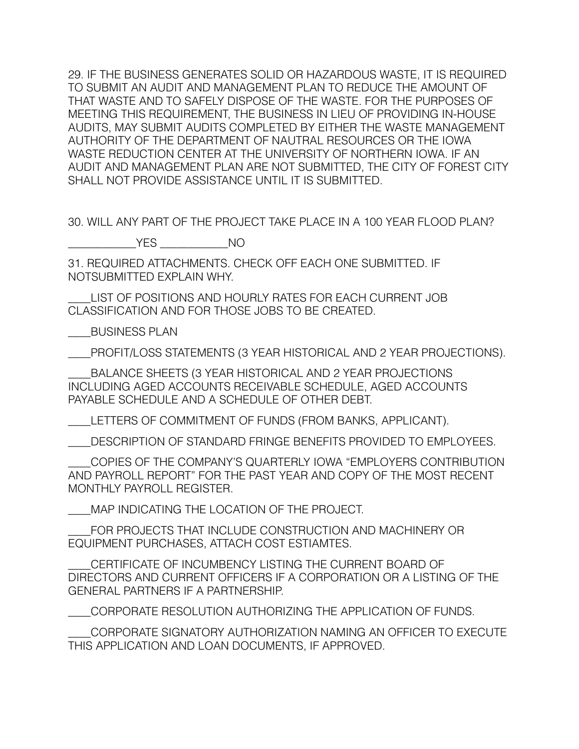29. IF THE BUSINESS GENERATES SOLID OR HAZARDOUS WASTE, IT IS REQUIRED TO SUBMIT AN AUDIT AND MANAGEMENT PLAN TO REDUCE THE AMOUNT OF THAT WASTE AND TO SAFELY DISPOSE OF THE WASTE. FOR THE PURPOSES OF MEETING THIS REQUIREMENT, THE BUSINESS IN LIEU OF PROVIDING IN-HOUSE AUDITS, MAY SUBMIT AUDITS COMPLETED BY EITHER THE WASTE MANAGEMENT AUTHORITY OF THE DEPARTMENT OF NAUTRAL RESOURCES OR THE IOWA WASTE REDUCTION CENTER AT THE UNIVERSITY OF NORTHERN IOWA. IF AN AUDIT AND MANAGEMENT PLAN ARE NOT SUBMITTED, THE CITY OF FOREST CITY SHALL NOT PROVIDE ASSISTANCE UNTIL IT IS SUBMITTED.

30. WILL ANY PART OF THE PROJECT TAKE PLACE IN A 100 YEAR FLOOD PLAN?

___________YES ___________NO

31. REQUIRED ATTACHMENTS. CHECK OFF EACH ONE SUBMITTED. IF NOTSUBMITTED EXPLAIN WHY.

____LIST OF POSITIONS AND HOURLY RATES FOR EACH CURRENT JOB CLASSIFICATION AND FOR THOSE JOBS TO BE CREATED.

____BUSINESS PLAN

____PROFIT/LOSS STATEMENTS (3 YEAR HISTORICAL AND 2 YEAR PROJECTIONS).

____BALANCE SHEETS (3 YEAR HISTORICAL AND 2 YEAR PROJECTIONS INCLUDING AGED ACCOUNTS RECEIVABLE SCHEDULE, AGED ACCOUNTS PAYABLE SCHEDULE AND A SCHEDULE OF OTHER DEBT.

____LETTERS OF COMMITMENT OF FUNDS (FROM BANKS, APPLICANT).

____DESCRIPTION OF STANDARD FRINGE BENEFITS PROVIDED TO EMPLOYEES.

____COPIES OF THE COMPANY'S QUARTERLY IOWA "EMPLOYERS CONTRIBUTION AND PAYROLL REPORT" FOR THE PAST YEAR AND COPY OF THE MOST RECENT MONTHLY PAYROLL REGISTER.

____MAP INDICATING THE LOCATION OF THE PROJECT.

____FOR PROJECTS THAT INCLUDE CONSTRUCTION AND MACHINERY OR EQUIPMENT PURCHASES, ATTACH COST ESTIAMTES.

____CERTIFICATE OF INCUMBENCY LISTING THE CURRENT BOARD OF DIRECTORS AND CURRENT OFFICERS IF A CORPORATION OR A LISTING OF THE GENERAL PARTNERS IF A PARTNERSHIP.

____CORPORATE RESOLUTION AUTHORIZING THE APPLICATION OF FUNDS.

____CORPORATE SIGNATORY AUTHORIZATION NAMING AN OFFICER TO EXECUTE THIS APPLICATION AND LOAN DOCUMENTS, IF APPROVED.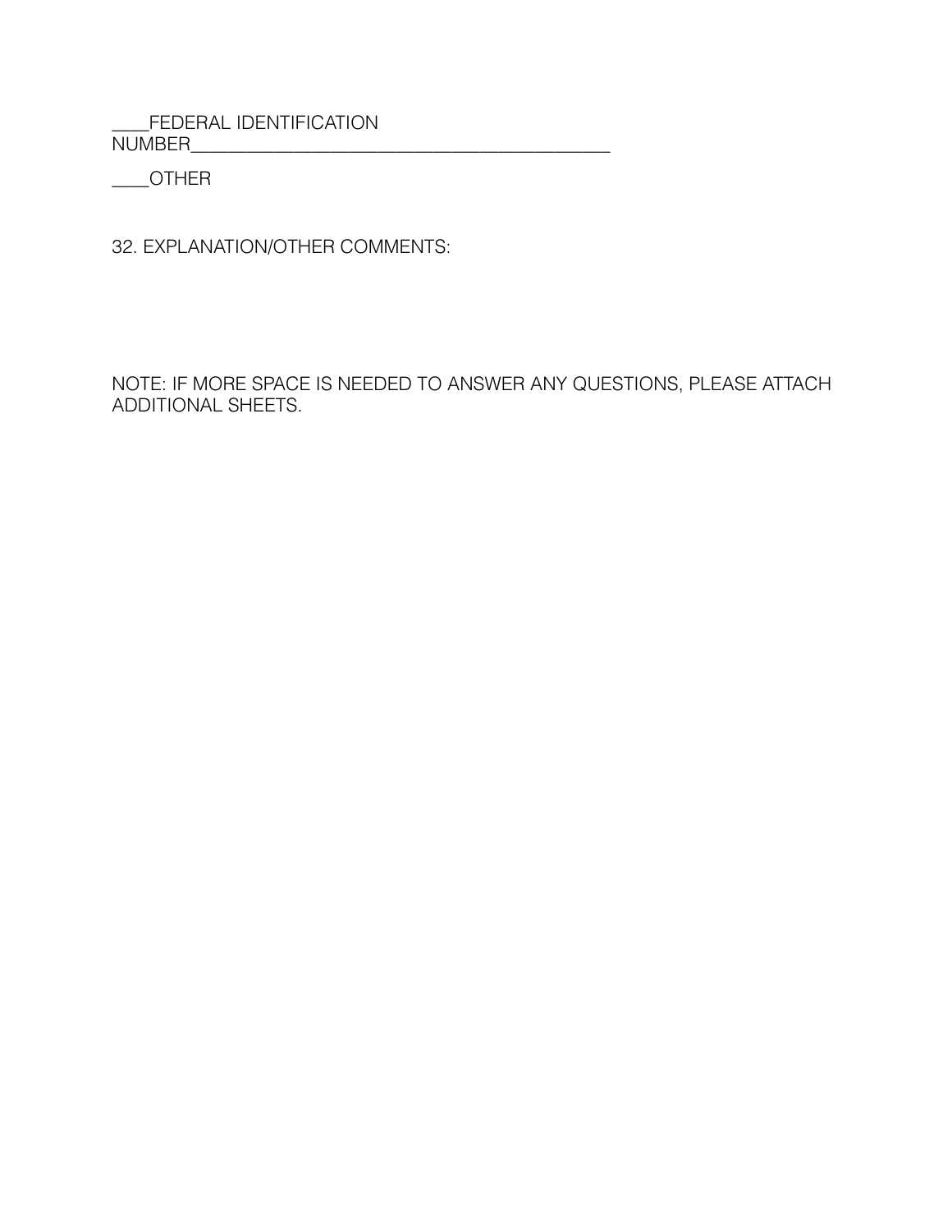____FEDERAL IDENTIFICATION NUMBER____________________________________________

____OTHER

32. EXPLANATION/OTHER COMMENTS:

NOTE: IF MORE SPACE IS NEEDED TO ANSWER ANY QUESTIONS, PLEASE ATTACH ADDITIONAL SHEETS.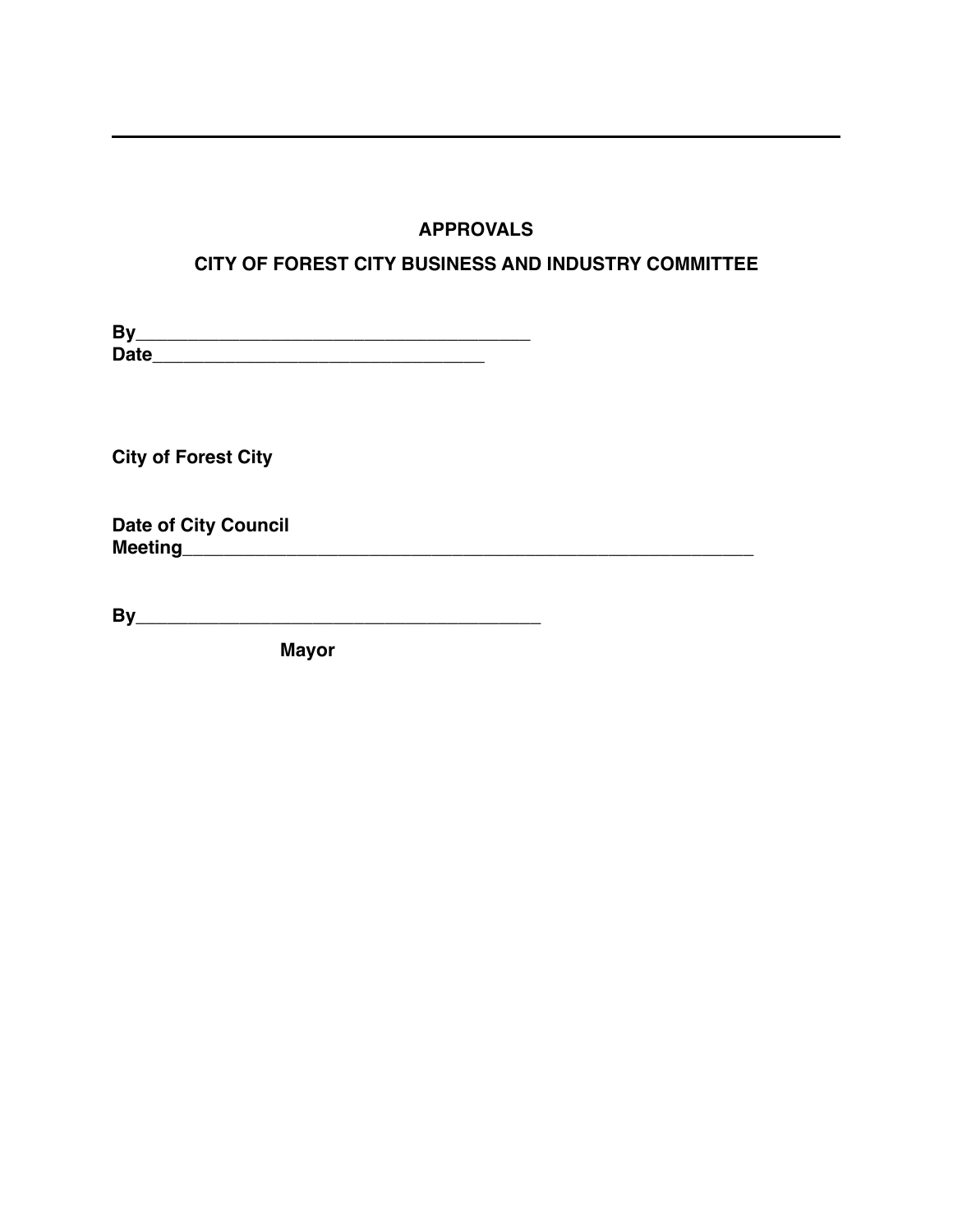---

**APPROVALS**

**CITY OF FOREST CITY BUSINESS AND INDUSTRY COMMITTEE**

**By**_______________________________________
**Date**__________________________________

**City of Forest City**

**Date of City Council**
**Meeting**___________________________________________________________

**By**________________________________________
**Mayor**